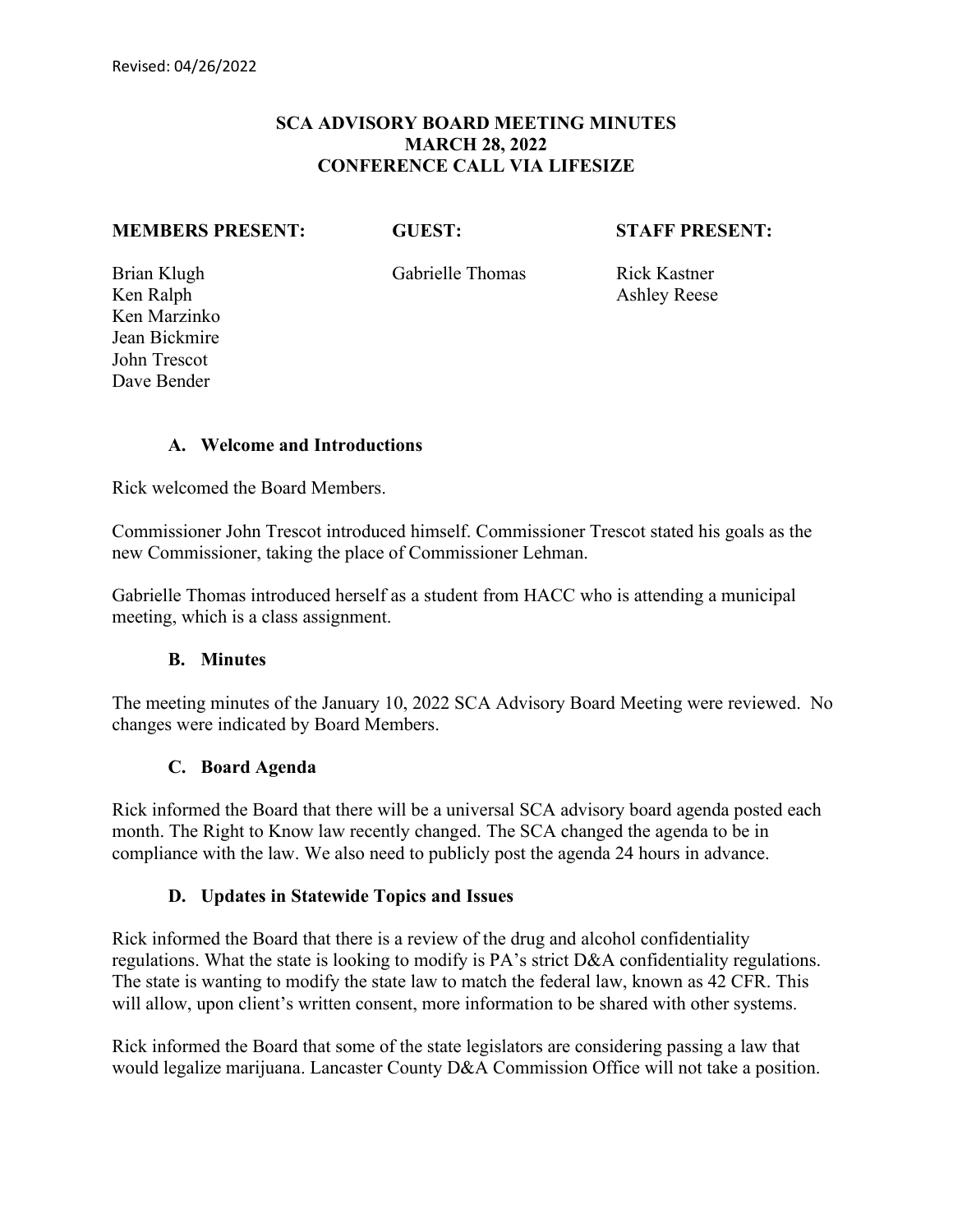Revised: 04/26/2022

# SCA ADVISORY BOARD MEETING MINUTES
# MARCH 28, 2022
# CONFERENCE CALL VIA LIFESIZE

| MEMBERS PRESENT: | GUEST: | STAFF PRESENT: |
|---|---|---|
| Brian Klugh | Gabrielle Thomas | Rick Kastner |
| Ken Ralph | | Ashley Reese |
| Ken Marzinko | | |
| Jean Bickmire | | |
| John Trescot | | |
| Dave Bender | | |

### A. Welcome and Introductions

Rick welcomed the Board Members.

Commissioner John Trescot introduced himself. Commissioner Trescot stated his goals as the new Commissioner, taking the place of Commissioner Lehman.

Gabrielle Thomas introduced herself as a student from HACC who is attending a municipal meeting, which is a class assignment.

### B. Minutes

The meeting minutes of the January 10, 2022 SCA Advisory Board Meeting were reviewed. No changes were indicated by Board Members.

### C. Board Agenda

Rick informed the Board that there will be a universal SCA advisory board agenda posted each month. The Right to Know law recently changed. The SCA changed the agenda to be in compliance with the law. We also need to publicly post the agenda 24 hours in advance.

### D. Updates in Statewide Topics and Issues

Rick informed the Board that there is a review of the drug and alcohol confidentiality regulations. What the state is looking to modify is PA's strict D&A confidentiality regulations. The state is wanting to modify the state law to match the federal law, known as 42 CFR. This will allow, upon client's written consent, more information to be shared with other systems.

Rick informed the Board that some of the state legislators are considering passing a law that would legalize marijuana. Lancaster County D&A Commission Office will not take a position.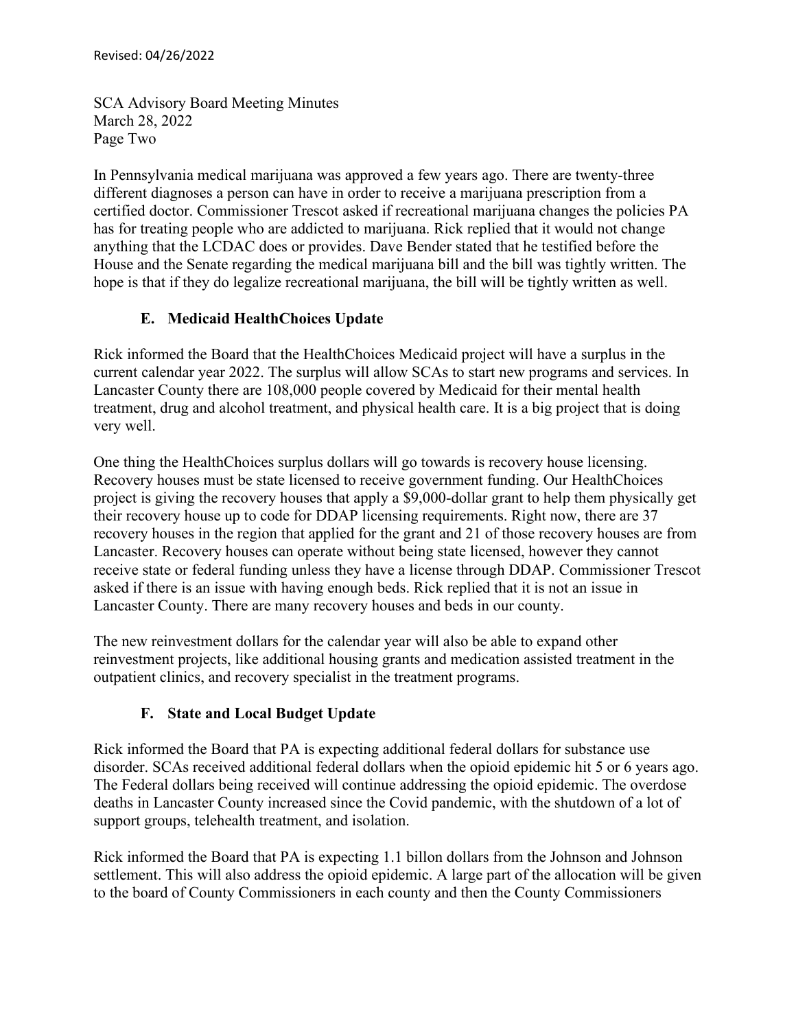In Pennsylvania medical marijuana was approved a few years ago. There are twenty-three different diagnoses a person can have in order to receive a marijuana prescription from a certified doctor. Commissioner Trescot asked if recreational marijuana changes the policies PA has for treating people who are addicted to marijuana. Rick replied that it would not change anything that the LCDAC does or provides. Dave Bender stated that he testified before the House and the Senate regarding the medical marijuana bill and the bill was tightly written. The hope is that if they do legalize recreational marijuana, the bill will be tightly written as well.

### E. Medicaid HealthChoices Update

Rick informed the Board that the HealthChoices Medicaid project will have a surplus in the current calendar year 2022. The surplus will allow SCAs to start new programs and services. In Lancaster County there are 108,000 people covered by Medicaid for their mental health treatment, drug and alcohol treatment, and physical health care. It is a big project that is doing very well.

One thing the HealthChoices surplus dollars will go towards is recovery house licensing. Recovery houses must be state licensed to receive government funding. Our HealthChoices project is giving the recovery houses that apply a $9,000-dollar grant to help them physically get their recovery house up to code for DDAP licensing requirements. Right now, there are 37 recovery houses in the region that applied for the grant and 21 of those recovery houses are from Lancaster. Recovery houses can operate without being state licensed, however they cannot receive state or federal funding unless they have a license through DDAP. Commissioner Trescot asked if there is an issue with having enough beds. Rick replied that it is not an issue in Lancaster County. There are many recovery houses and beds in our county.

The new reinvestment dollars for the calendar year will also be able to expand other reinvestment projects, like additional housing grants and medication assisted treatment in the outpatient clinics, and recovery specialist in the treatment programs.

### F. State and Local Budget Update

Rick informed the Board that PA is expecting additional federal dollars for substance use disorder. SCAs received additional federal dollars when the opioid epidemic hit 5 or 6 years ago. The Federal dollars being received will continue addressing the opioid epidemic. The overdose deaths in Lancaster County increased since the Covid pandemic, with the shutdown of a lot of support groups, telehealth treatment, and isolation.

Rick informed the Board that PA is expecting 1.1 billon dollars from the Johnson and Johnson settlement. This will also address the opioid epidemic. A large part of the allocation will be given to the board of County Commissioners in each county and then the County Commissioners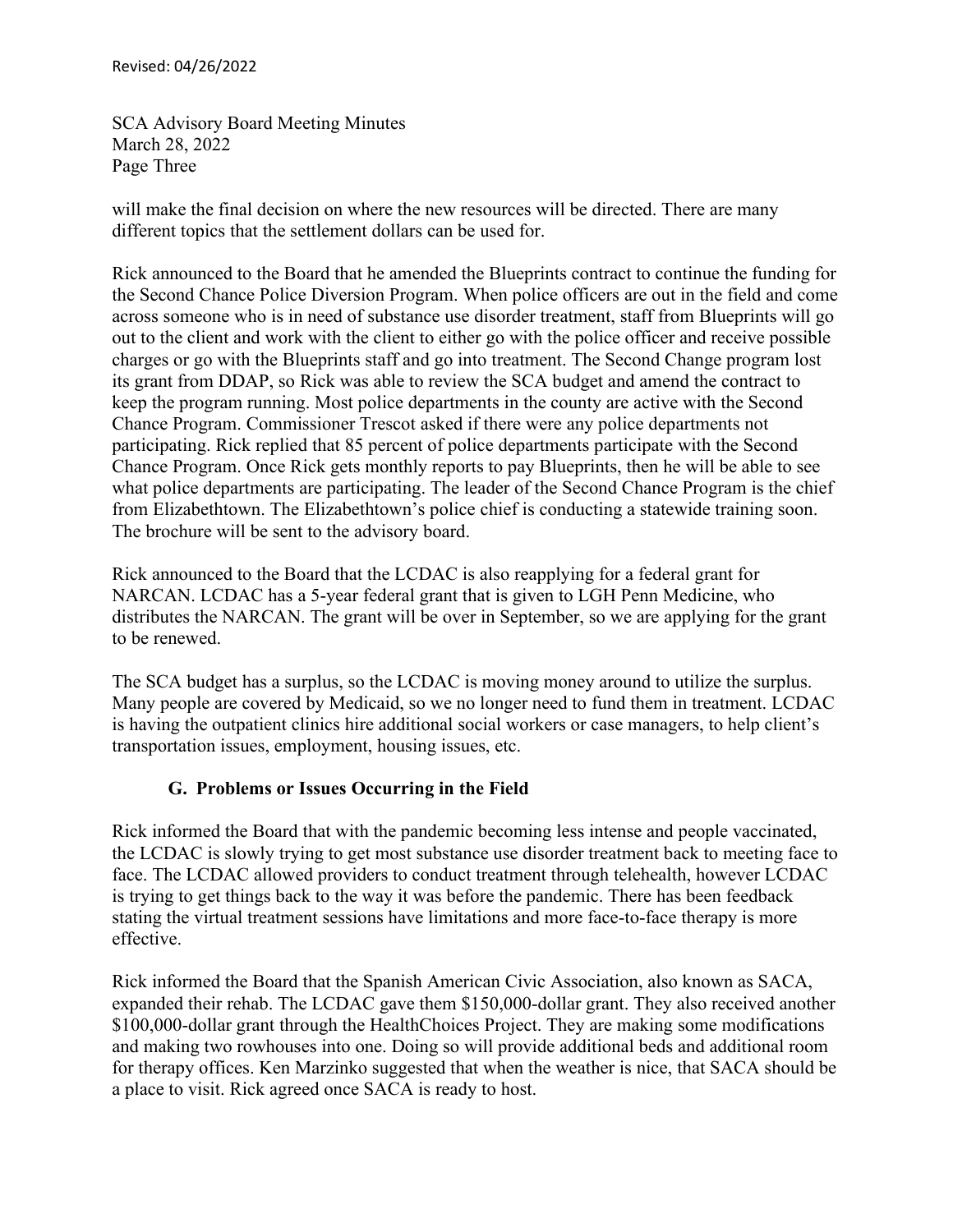will make the final decision on where the new resources will be directed. There are many different topics that the settlement dollars can be used for.

Rick announced to the Board that he amended the Blueprints contract to continue the funding for the Second Chance Police Diversion Program. When police officers are out in the field and come across someone who is in need of substance use disorder treatment, staff from Blueprints will go out to the client and work with the client to either go with the police officer and receive possible charges or go with the Blueprints staff and go into treatment. The Second Change program lost its grant from DDAP, so Rick was able to review the SCA budget and amend the contract to keep the program running. Most police departments in the county are active with the Second Chance Program. Commissioner Trescot asked if there were any police departments not participating. Rick replied that 85 percent of police departments participate with the Second Chance Program. Once Rick gets monthly reports to pay Blueprints, then he will be able to see what police departments are participating. The leader of the Second Chance Program is the chief from Elizabethtown. The Elizabethtown's police chief is conducting a statewide training soon. The brochure will be sent to the advisory board.

Rick announced to the Board that the LCDAC is also reapplying for a federal grant for NARCAN. LCDAC has a 5-year federal grant that is given to LGH Penn Medicine, who distributes the NARCAN. The grant will be over in September, so we are applying for the grant to be renewed.

The SCA budget has a surplus, so the LCDAC is moving money around to utilize the surplus. Many people are covered by Medicaid, so we no longer need to fund them in treatment. LCDAC is having the outpatient clinics hire additional social workers or case managers, to help client's transportation issues, employment, housing issues, etc.

### G. Problems or Issues Occurring in the Field

Rick informed the Board that with the pandemic becoming less intense and people vaccinated, the LCDAC is slowly trying to get most substance use disorder treatment back to meeting face to face. The LCDAC allowed providers to conduct treatment through telehealth, however LCDAC is trying to get things back to the way it was before the pandemic. There has been feedback stating the virtual treatment sessions have limitations and more face-to-face therapy is more effective.

Rick informed the Board that the Spanish American Civic Association, also known as SACA, expanded their rehab. The LCDAC gave them $150,000-dollar grant. They also received another $100,000-dollar grant through the HealthChoices Project. They are making some modifications and making two rowhouses into one. Doing so will provide additional beds and additional room for therapy offices. Ken Marzinko suggested that when the weather is nice, that SACA should be a place to visit. Rick agreed once SACA is ready to host.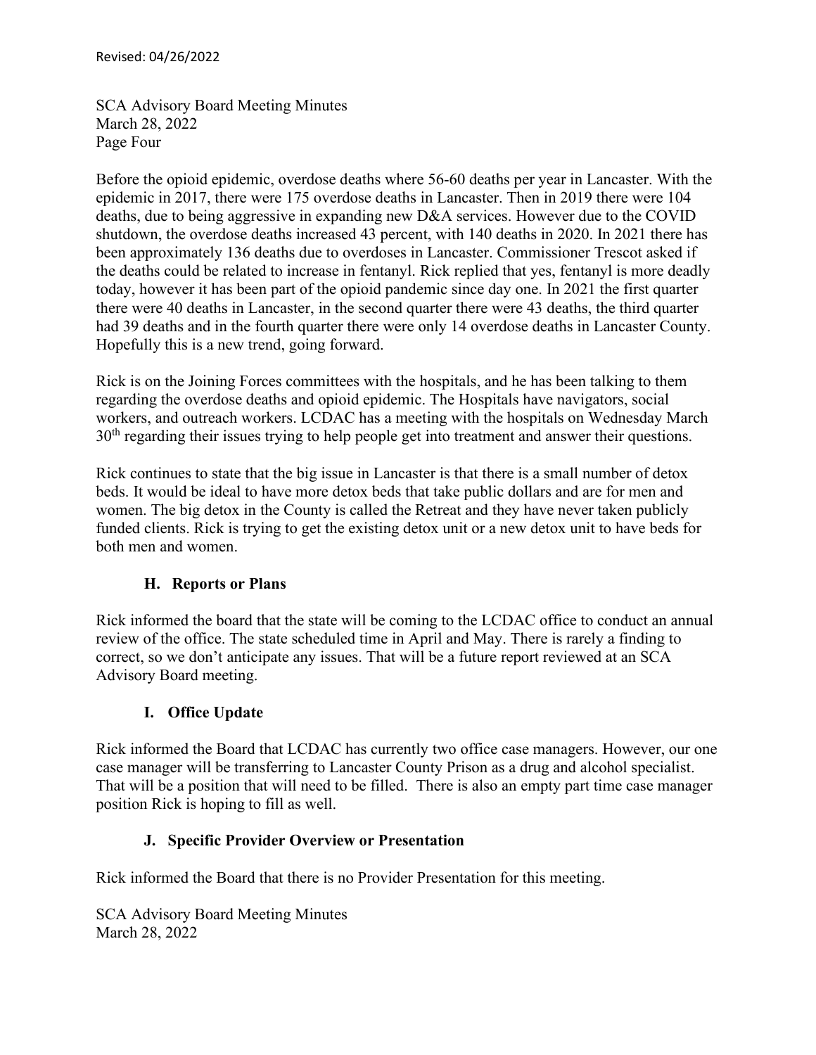Before the opioid epidemic, overdose deaths where 56-60 deaths per year in Lancaster. With the epidemic in 2017, there were 175 overdose deaths in Lancaster. Then in 2019 there were 104 deaths, due to being aggressive in expanding new D&A services. However due to the COVID shutdown, the overdose deaths increased 43 percent, with 140 deaths in 2020. In 2021 there has been approximately 136 deaths due to overdoses in Lancaster. Commissioner Trescot asked if the deaths could be related to increase in fentanyl. Rick replied that yes, fentanyl is more deadly today, however it has been part of the opioid pandemic since day one. In 2021 the first quarter there were 40 deaths in Lancaster, in the second quarter there were 43 deaths, the third quarter had 39 deaths and in the fourth quarter there were only 14 overdose deaths in Lancaster County. Hopefully this is a new trend, going forward.

Rick is on the Joining Forces committees with the hospitals, and he has been talking to them regarding the overdose deaths and opioid epidemic. The Hospitals have navigators, social workers, and outreach workers. LCDAC has a meeting with the hospitals on Wednesday March 30th regarding their issues trying to help people get into treatment and answer their questions.

Rick continues to state that the big issue in Lancaster is that there is a small number of detox beds. It would be ideal to have more detox beds that take public dollars and are for men and women. The big detox in the County is called the Retreat and they have never taken publicly funded clients. Rick is trying to get the existing detox unit or a new detox unit to have beds for both men and women.

### H. Reports or Plans

Rick informed the board that the state will be coming to the LCDAC office to conduct an annual review of the office. The state scheduled time in April and May. There is rarely a finding to correct, so we don't anticipate any issues. That will be a future report reviewed at an SCA Advisory Board meeting.

### I. Office Update

Rick informed the Board that LCDAC has currently two office case managers. However, our one case manager will be transferring to Lancaster County Prison as a drug and alcohol specialist. That will be a position that will need to be filled. There is also an empty part time case manager position Rick is hoping to fill as well.

### J. Specific Provider Overview or Presentation

Rick informed the Board that there is no Provider Presentation for this meeting.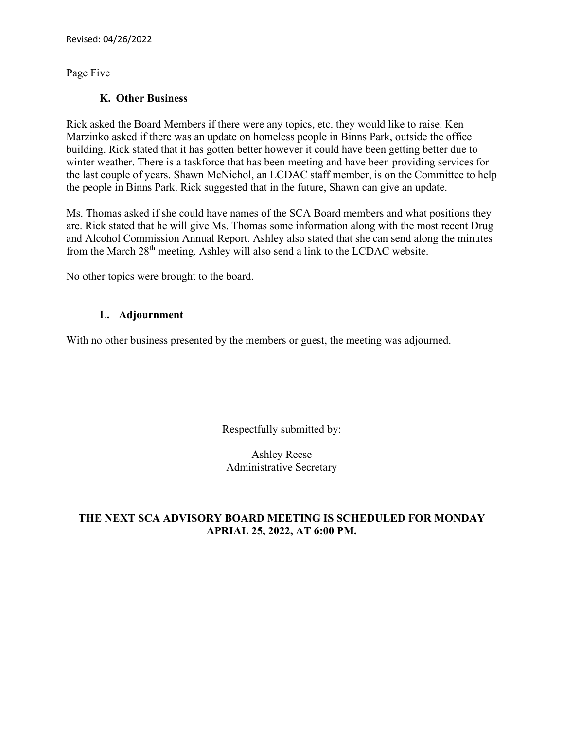Revised: 04/26/2022

Page Five

### K. Other Business

Rick asked the Board Members if there were any topics, etc. they would like to raise. Ken Marzinko asked if there was an update on homeless people in Binns Park, outside the office building. Rick stated that it has gotten better however it could have been getting better due to winter weather. There is a taskforce that has been meeting and have been providing services for the last couple of years. Shawn McNichol, an LCDAC staff member, is on the Committee to help the people in Binns Park. Rick suggested that in the future, Shawn can give an update.

Ms. Thomas asked if she could have names of the SCA Board members and what positions they are. Rick stated that he will give Ms. Thomas some information along with the most recent Drug and Alcohol Commission Annual Report. Ashley also stated that she can send along the minutes from the March 28th meeting. Ashley will also send a link to the LCDAC website.

No other topics were brought to the board.

### L. Adjournment

With no other business presented by the members or guest, the meeting was adjourned.

Respectfully submitted by:

Ashley Reese
Administrative Secretary

**THE NEXT SCA ADVISORY BOARD MEETING IS SCHEDULED FOR MONDAY APRIAL 25, 2022, AT 6:00 PM.**